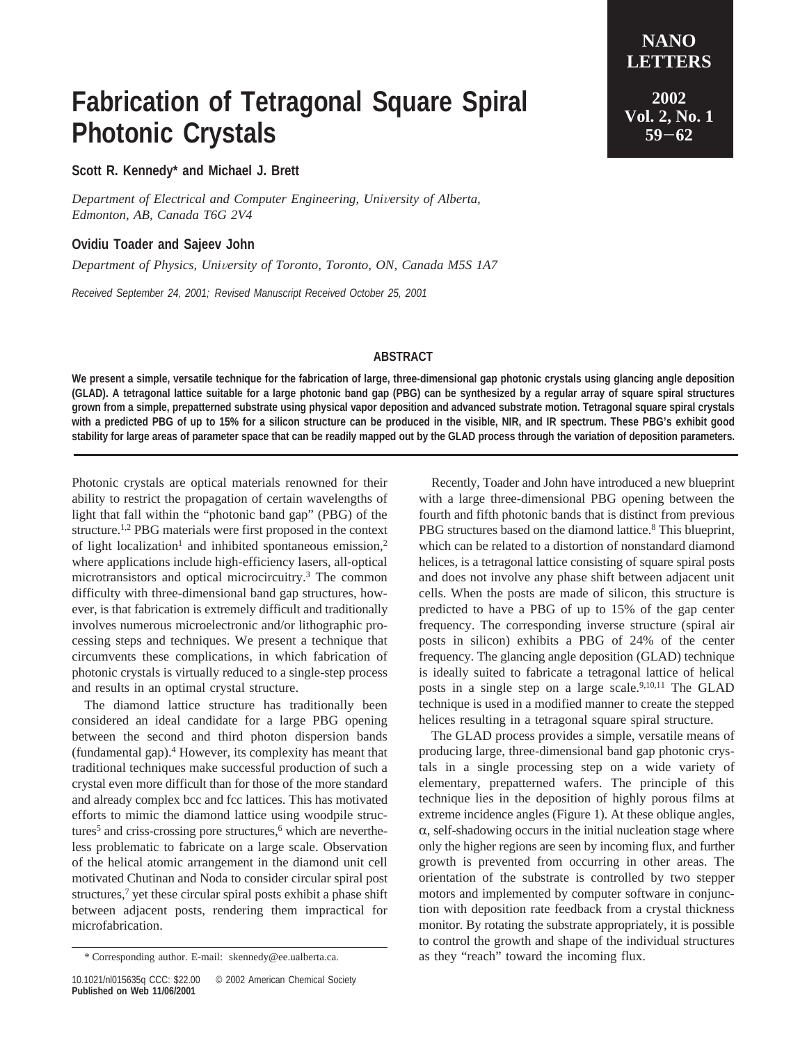# Fabrication of Tetragonal Square Spiral Photonic Crystals

**Scott R. Kennedy* and Michael J. Brett**

*Department of Electrical and Computer Engineering, University of Alberta, Edmonton, AB, Canada T6G 2V4*

**Ovidiu Toader and Sajeev John**

*Department of Physics, University of Toronto, Toronto, ON, Canada M5S 1A7*

*Received September 24, 2001; Revised Manuscript Received October 25, 2001*

## ABSTRACT

**We present a simple, versatile technique for the fabrication of large, three-dimensional gap photonic crystals using glancing angle deposition (GLAD). A tetragonal lattice suitable for a large photonic band gap (PBG) can be synthesized by a regular array of square spiral structures grown from a simple, prepatterned substrate using physical vapor deposition and advanced substrate motion. Tetragonal square spiral crystals with a predicted PBG of up to 15% for a silicon structure can be produced in the visible, NIR, and IR spectrum. These PBG's exhibit good stability for large areas of parameter space that can be readily mapped out by the GLAD process through the variation of deposition parameters.**

Photonic crystals are optical materials renowned for their ability to restrict the propagation of certain wavelengths of light that fall within the "photonic band gap" (PBG) of the structure.[1,2] PBG materials were first proposed in the context of light localization[1] and inhibited spontaneous emission,[2] where applications include high-efficiency lasers, all-optical microtransistors and optical microcircuitry.[3] The common difficulty with three-dimensional band gap structures, however, is that fabrication is extremely difficult and traditionally involves numerous microelectronic and/or lithographic processing steps and techniques. We present a technique that circumvents these complications, in which fabrication of photonic crystals is virtually reduced to a single-step process and results in an optimal crystal structure.

The diamond lattice structure has traditionally been considered an ideal candidate for a large PBG opening between the second and third photon dispersion bands (fundamental gap).[4] However, its complexity has meant that traditional techniques make successful production of such a crystal even more difficult than for those of the more standard and already complex bcc and fcc lattices. This has motivated efforts to mimic the diamond lattice using woodpile structures[5] and criss-crossing pore structures,[6] which are nevertheless problematic to fabricate on a large scale. Observation of the helical atomic arrangement in the diamond unit cell motivated Chutinan and Noda to consider circular spiral post structures,[7] yet these circular spiral posts exhibit a phase shift between adjacent posts, rendering them impractical for microfabrication.

Recently, Toader and John have introduced a new blueprint with a large three-dimensional PBG opening between the fourth and fifth photonic bands that is distinct from previous PBG structures based on the diamond lattice.[8] This blueprint, which can be related to a distortion of nonstandard diamond helices, is a tetragonal lattice consisting of square spiral posts and does not involve any phase shift between adjacent unit cells. When the posts are made of silicon, this structure is predicted to have a PBG of up to 15% of the gap center frequency. The corresponding inverse structure (spiral air posts in silicon) exhibits a PBG of 24% of the center frequency. The glancing angle deposition (GLAD) technique is ideally suited to fabricate a tetragonal lattice of helical posts in a single step on a large scale.[9,10,11] The GLAD technique is used in a modified manner to create the stepped helices resulting in a tetragonal square spiral structure.

The GLAD process provides a simple, versatile means of producing large, three-dimensional band gap photonic crystals in a single processing step on a wide variety of elementary, prepatterned wafers. The principle of this technique lies in the deposition of highly porous films at extreme incidence angles (Figure 1). At these oblique angles, $\alpha$, self-shadowing occurs in the initial nucleation stage where only the higher regions are seen by incoming flux, and further growth is prevented from occurring in other areas. The orientation of the substrate is controlled by two stepper motors and implemented by computer software in conjunction with deposition rate feedback from a crystal thickness monitor. By rotating the substrate appropriately, it is possible to control the growth and shape of the individual structures as they "reach" toward the incoming flux.

\* Corresponding author. E-mail: skennedy@ee.ualberta.ca.

10.1021/nl015635q CCC: \$22.00 © 2002 American Chemical Society
**Published on Web 11/06/2001**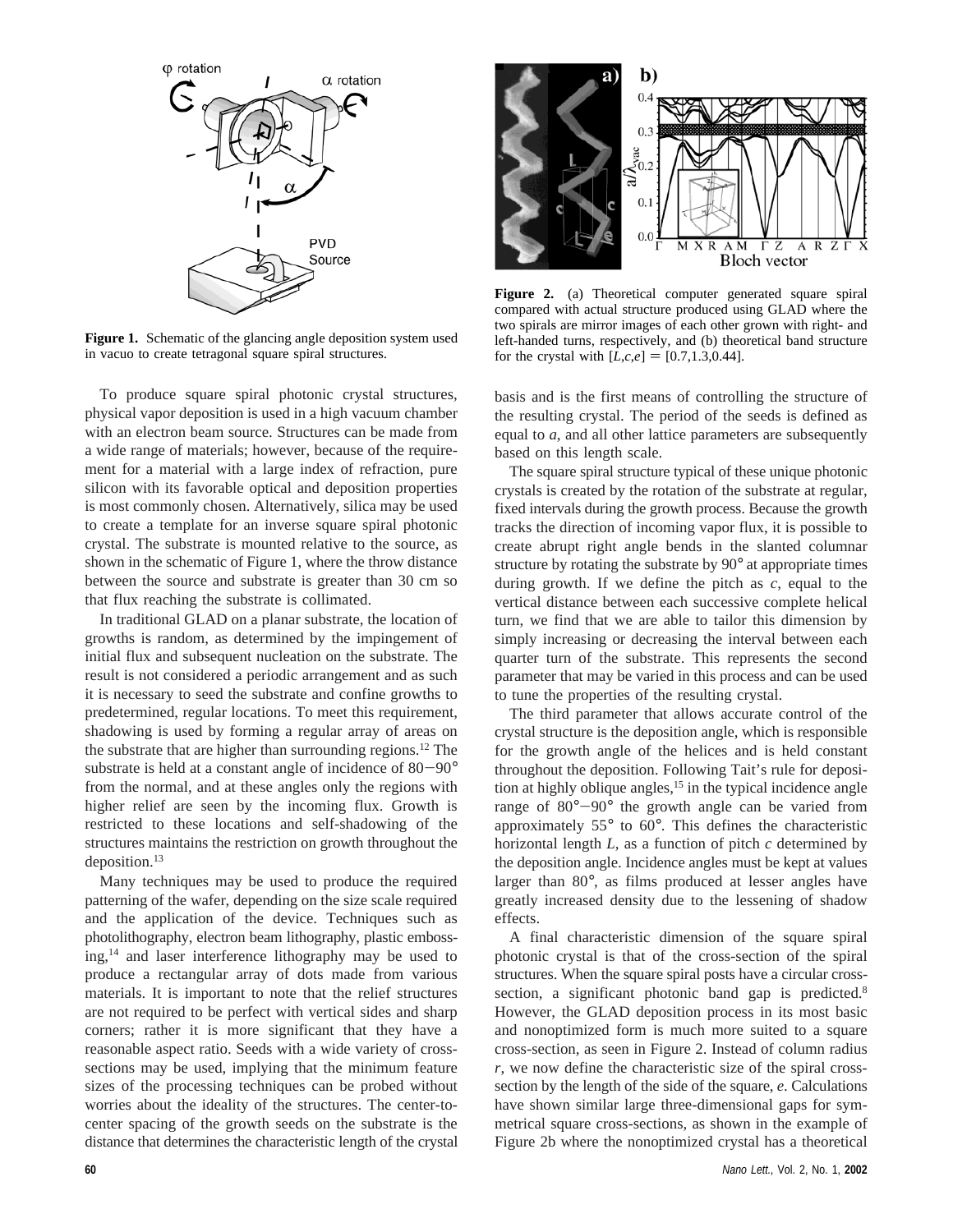Figure 1. Schematic of the glancing angle deposition system used in vacuo to create tetragonal square spiral structures.

Figure 2. (a) Theoretical computer generated square spiral compared with actual structure produced using GLAD where the two spirals are mirror images of each other grown with right- and left-handed turns, respectively, and (b) theoretical band structure for the crystal with $[L,c,e] = [0.7,1.3,0.44]$.

To produce square spiral photonic crystal structures, physical vapor deposition is used in a high vacuum chamber with an electron beam source. Structures can be made from a wide range of materials; however, because of the requirement for a material with a large index of refraction, pure silicon with its favorable optical and deposition properties is most commonly chosen. Alternatively, silica may be used to create a template for an inverse square spiral photonic crystal. The substrate is mounted relative to the source, as shown in the schematic of Figure 1, where the throw distance between the source and substrate is greater than 30 cm so that flux reaching the substrate is collimated.

In traditional GLAD on a planar substrate, the location of growths is random, as determined by the impingement of initial flux and subsequent nucleation on the substrate. The result is not considered a periodic arrangement and as such it is necessary to seed the substrate and confine growths to predetermined, regular locations. To meet this requirement, shadowing is used by forming a regular array of areas on the substrate that are higher than surrounding regions.[12] The substrate is held at a constant angle of incidence of 80−90° from the normal, and at these angles only the regions with higher relief are seen by the incoming flux. Growth is restricted to these locations and self-shadowing of the structures maintains the restriction on growth throughout the deposition.[13]

Many techniques may be used to produce the required patterning of the wafer, depending on the size scale required and the application of the device. Techniques such as photolithography, electron beam lithography, plastic embossing,[14] and laser interference lithography may be used to produce a rectangular array of dots made from various materials. It is important to note that the relief structures are not required to be perfect with vertical sides and sharp corners; rather it is more significant that they have a reasonable aspect ratio. Seeds with a wide variety of cross-sections may be used, implying that the minimum feature sizes of the processing techniques can be probed without worries about the ideality of the structures. The center-to-center spacing of the growth seeds on the substrate is the distance that determines the characteristic length of the crystal basis and is the first means of controlling the structure of the resulting crystal. The period of the seeds is defined as equal to $a$, and all other lattice parameters are subsequently based on this length scale.

The square spiral structure typical of these unique photonic crystals is created by the rotation of the substrate at regular, fixed intervals during the growth process. Because the growth tracks the direction of incoming vapor flux, it is possible to create abrupt right angle bends in the slanted columnar structure by rotating the substrate by 90° at appropriate times during growth. If we define the pitch as $c$, equal to the vertical distance between each successive complete helical turn, we find that we are able to tailor this dimension by simply increasing or decreasing the interval between each quarter turn of the substrate. This represents the second parameter that may be varied in this process and can be used to tune the properties of the resulting crystal.

The third parameter that allows accurate control of the crystal structure is the deposition angle, which is responsible for the growth angle of the helices and is held constant throughout the deposition. Following Tait's rule for deposition at highly oblique angles,[15] in the typical incidence angle range of 80°−90° the growth angle can be varied from approximately 55° to 60°. This defines the characteristic horizontal length $L$, as a function of pitch $c$ determined by the deposition angle. Incidence angles must be kept at values larger than 80°, as films produced at lesser angles have greatly increased density due to the lessening of shadow effects.

A final characteristic dimension of the square spiral photonic crystal is that of the cross-section of the spiral structures. When the square spiral posts have a circular cross-section, a significant photonic band gap is predicted.[8] However, the GLAD deposition process in its most basic and nonoptimized form is much more suited to a square cross-section, as seen in Figure 2. Instead of column radius $r$, we now define the characteristic size of the spiral cross-section by the length of the side of the square, $e$. Calculations have shown similar large three-dimensional gaps for symmetrical square cross-sections, as shown in the example of Figure 2b where the nonoptimized crystal has a theoretical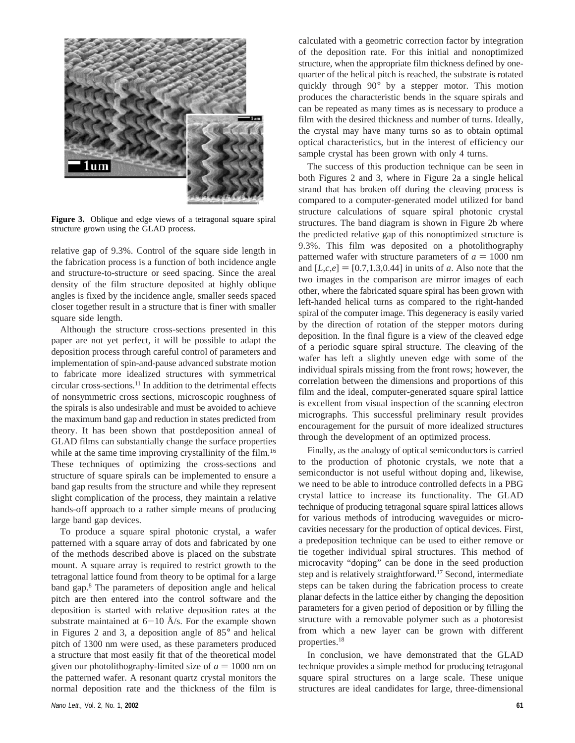**Figure 3.** Oblique and edge views of a tetragonal square spiral structure grown using the GLAD process.

relative gap of 9.3%. Control of the square side length in the fabrication process is a function of both incidence angle and structure-to-structure or seed spacing. Since the areal density of the film structure deposited at highly oblique angles is fixed by the incidence angle, smaller seeds spaced closer together result in a structure that is finer with smaller square side length.

Although the structure cross-sections presented in this paper are not yet perfect, it will be possible to adapt the deposition process through careful control of parameters and implementation of spin-and-pause advanced substrate motion to fabricate more idealized structures with symmetrical circular cross-sections.[11] In addition to the detrimental effects of nonsymmetric cross sections, microscopic roughness of the spirals is also undesirable and must be avoided to achieve the maximum band gap and reduction in states predicted from theory. It has been shown that postdeposition anneal of GLAD films can substantially change the surface properties while at the same time improving crystallinity of the film.[16] These techniques of optimizing the cross-sections and structure of square spirals can be implemented to ensure a band gap results from the structure and while they represent slight complication of the process, they maintain a relative hands-off approach to a rather simple means of producing large band gap devices.

To produce a square spiral photonic crystal, a wafer patterned with a square array of dots and fabricated by one of the methods described above is placed on the substrate mount. A square array is required to restrict growth to the tetragonal lattice found from theory to be optimal for a large band gap.[8] The parameters of deposition angle and helical pitch are then entered into the control software and the deposition is started with relative deposition rates at the substrate maintained at 6−10 Å/s. For the example shown in Figures 2 and 3, a deposition angle of 85° and helical pitch of 1300 nm were used, as these parameters produced a structure that most easily fit that of the theoretical model given our photolithography-limited size of $a = 1000$ nm on the patterned wafer. A resonant quartz crystal monitors the normal deposition rate and the thickness of the film is calculated with a geometric correction factor by integration of the deposition rate. For this initial and nonoptimized structure, when the appropriate film thickness defined by one-quarter of the helical pitch is reached, the substrate is rotated quickly through 90° by a stepper motor. This motion produces the characteristic bends in the square spirals and can be repeated as many times as is necessary to produce a film with the desired thickness and number of turns. Ideally, the crystal may have many turns so as to obtain optimal optical characteristics, but in the interest of efficiency our sample crystal has been grown with only 4 turns.

The success of this production technique can be seen in both Figures 2 and 3, where in Figure 2a a single helical strand that has broken off during the cleaving process is compared to a computer-generated model utilized for band structure calculations of square spiral photonic crystal structures. The band diagram is shown in Figure 2b where the predicted relative gap of this nonoptimized structure is 9.3%. This film was deposited on a photolithography patterned wafer with structure parameters of $a = 1000$ nm and $[L,c,e] = [0.7,1.3,0.44]$ in units of $a$. Also note that the two images in the comparison are mirror images of each other, where the fabricated square spiral has been grown with left-handed helical turns as compared to the right-handed spiral of the computer image. This degeneracy is easily varied by the direction of rotation of the stepper motors during deposition. In the final figure is a view of the cleaved edge of a periodic square spiral structure. The cleaving of the wafer has left a slightly uneven edge with some of the individual spirals missing from the front rows; however, the correlation between the dimensions and proportions of this film and the ideal, computer-generated square spiral lattice is excellent from visual inspection of the scanning electron micrographs. This successful preliminary result provides encouragement for the pursuit of more idealized structures through the development of an optimized process.

Finally, as the analogy of optical semiconductors is carried to the production of photonic crystals, we note that a semiconductor is not useful without doping and, likewise, we need to be able to introduce controlled defects in a PBG crystal lattice to increase its functionality. The GLAD technique of producing tetragonal square spiral lattices allows for various methods of introducing waveguides or microcavities necessary for the production of optical devices. First, a predeposition technique can be used to either remove or tie together individual spiral structures. This method of microcavity "doping" can be done in the seed production step and is relatively straightforward.[17] Second, intermediate steps can be taken during the fabrication process to create planar defects in the lattice either by changing the deposition parameters for a given period of deposition or by filling the structure with a removable polymer such as a photoresist from which a new layer can be grown with different properties.[18]

In conclusion, we have demonstrated that the GLAD technique provides a simple method for producing tetragonal square spiral structures on a large scale. These unique structures are ideal candidates for large, three-dimensional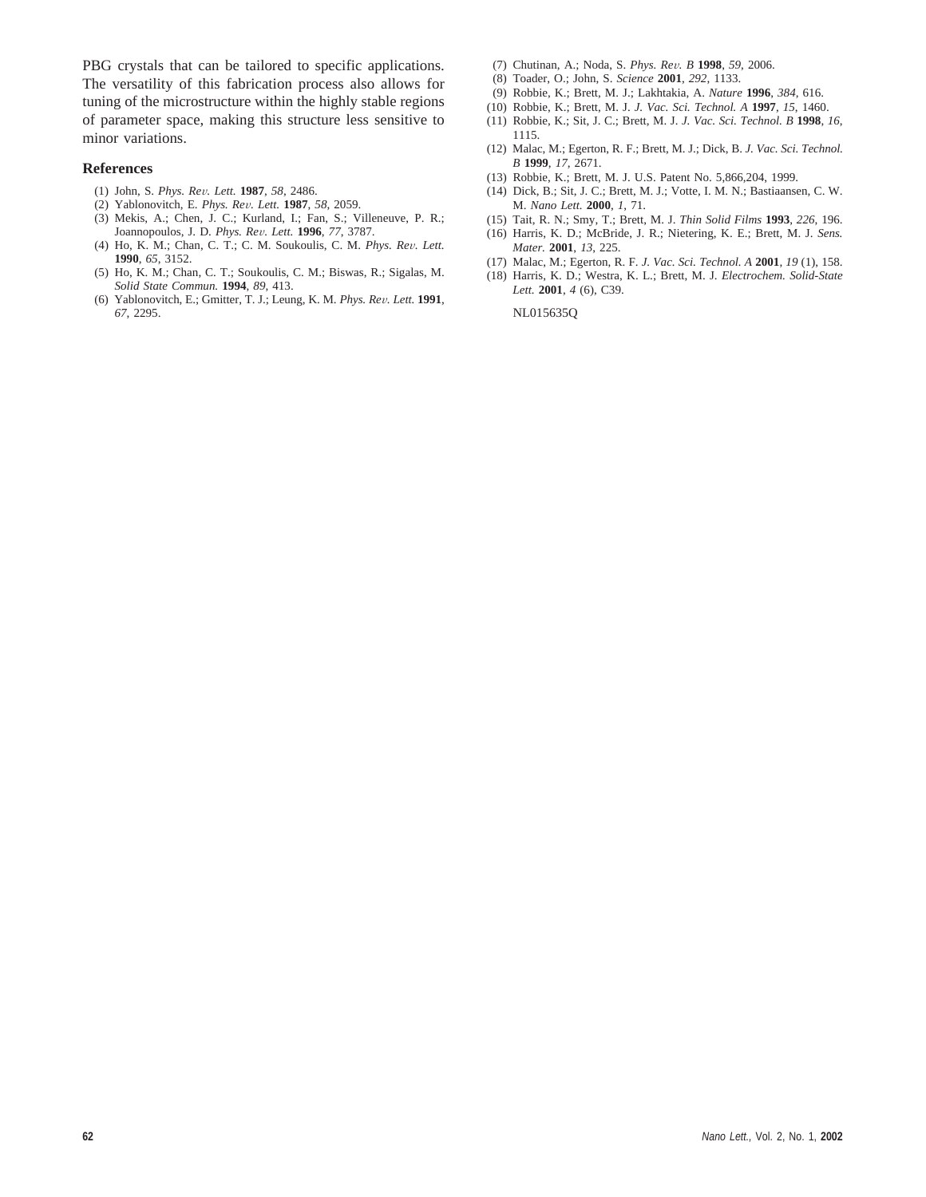PBG crystals that can be tailored to specific applications. The versatility of this fabrication process also allows for tuning of the microstructure within the highly stable regions of parameter space, making this structure less sensitive to minor variations.

## References

(1) John, S. *Phys. Rev. Lett.* **1987**, *58*, 2486.
(2) Yablonovitch, E. *Phys. Rev. Lett.* **1987**, *58*, 2059.
(3) Mekis, A.; Chen, J. C.; Kurland, I.; Fan, S.; Villeneuve, P. R.; Joannopoulos, J. D. *Phys. Rev. Lett.* **1996**, *77*, 3787.
(4) Ho, K. M.; Chan, C. T.; C. M. Soukoulis, C. M. *Phys. Rev. Lett.* **1990**, *65*, 3152.
(5) Ho, K. M.; Chan, C. T.; Soukoulis, C. M.; Biswas, R.; Sigalas, M. *Solid State Commun.* **1994**, *89*, 413.
(6) Yablonovitch, E.; Gmitter, T. J.; Leung, K. M. *Phys. Rev. Lett.* **1991**, *67*, 2295.
(7) Chutinan, A.; Noda, S. *Phys. Rev. B* **1998**, *59*, 2006.
(8) Toader, O.; John, S. *Science* **2001**, *292*, 1133.
(9) Robbie, K.; Brett, M. J.; Lakhtakia, A. *Nature* **1996**, *384*, 616.
(10) Robbie, K.; Brett, M. J. *J. Vac. Sci. Technol. A* **1997**, *15*, 1460.
(11) Robbie, K.; Sit, J. C.; Brett, M. J. *J. Vac. Sci. Technol. B* **1998**, *16*, 1115.
(12) Malac, M.; Egerton, R. F.; Brett, M. J.; Dick, B. *J. Vac. Sci. Technol. B* **1999**, *17*, 2671.
(13) Robbie, K.; Brett, M. J. U.S. Patent No. 5,866,204, 1999.
(14) Dick, B.; Sit, J. C.; Brett, M. J.; Votte, I. M. N.; Bastiaansen, C. W. M. *Nano Lett.* **2000**, *1*, 71.
(15) Tait, R. N.; Smy, T.; Brett, M. J. *Thin Solid Films* **1993**, *226*, 196.
(16) Harris, K. D.; McBride, J. R.; Nietering, K. E.; Brett, M. J. *Sens. Mater.* **2001**, *13*, 225.
(17) Malac, M.; Egerton, R. F. *J. Vac. Sci. Technol. A* **2001**, *19* (1), 158.
(18) Harris, K. D.; Westra, K. L.; Brett, M. J. *Electrochem. Solid-State Lett.* **2001**, *4* (6), C39.

NL015635Q